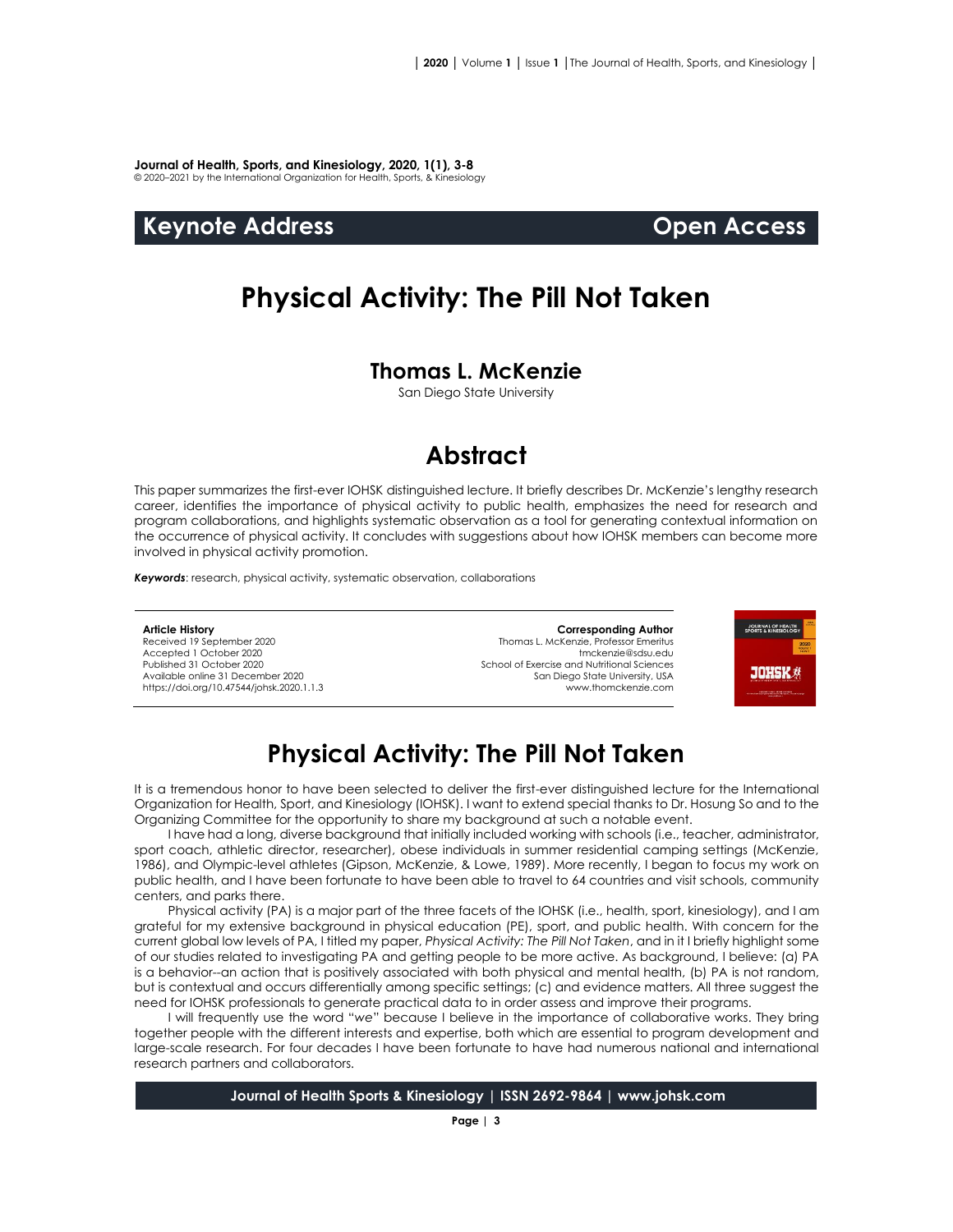Journal of Health, Sports, and Kinesiology, 2020, 1(1), 3-8
© 2020–2021 by the International Organization for Health, Sports, & Kinesiology

**Keynote Address** **Open Access**

# Physical Activity: The Pill Not Taken

## Thomas L. McKenzie

San Diego State University

## Abstract

This paper summarizes the first-ever IOHSK distinguished lecture. It briefly describes Dr. McKenzie's lengthy research career, identifies the importance of physical activity to public health, emphasizes the need for research and program collaborations, and highlights systematic observation as a tool for generating contextual information on the occurrence of physical activity. It concludes with suggestions about how IOHSK members can become more involved in physical activity promotion.

***Keywords***: research, physical activity, systematic observation, collaborations

**Article History**
Received 19 September 2020
Accepted 1 October 2020
Published 31 October 2020
Available online 31 December 2020
https://doi.org/10.47544/johsk.2020.1.1.3

**Corresponding Author**
Thomas L. McKenzie, Professor Emeritus
tmckenzie@sdsu.edu
School of Exercise and Nutritional Sciences
San Diego State University, USA
www.thomckenzie.com

# Physical Activity: The Pill Not Taken

It is a tremendous honor to have been selected to deliver the first-ever distinguished lecture for the International Organization for Health, Sport, and Kinesiology (IOHSK). I want to extend special thanks to Dr. Hosung So and to the Organizing Committee for the opportunity to share my background at such a notable event.

I have had a long, diverse background that initially included working with schools (i.e., teacher, administrator, sport coach, athletic director, researcher), obese individuals in summer residential camping settings (McKenzie, 1986), and Olympic-level athletes (Gipson, McKenzie, & Lowe, 1989). More recently, I began to focus my work on public health, and I have been fortunate to have been able to travel to 64 countries and visit schools, community centers, and parks there.

Physical activity (PA) is a major part of the three facets of the IOHSK (i.e., health, sport, kinesiology), and I am grateful for my extensive background in physical education (PE), sport, and public health. With concern for the current global low levels of PA, I titled my paper, *Physical Activity: The Pill Not Taken*, and in it I briefly highlight some of our studies related to investigating PA and getting people to be more active. As background, I believe: (a) PA is a behavior--an action that is positively associated with both physical and mental health, (b) PA is not random, but is contextual and occurs differentially among specific settings; (c) and evidence matters. All three suggest the need for IOHSK professionals to generate practical data to in order assess and improve their programs.

I will frequently use the word "we" because I believe in the importance of collaborative works. They bring together people with the different interests and expertise, both which are essential to program development and large-scale research. For four decades I have been fortunate to have had numerous national and international research partners and collaborators.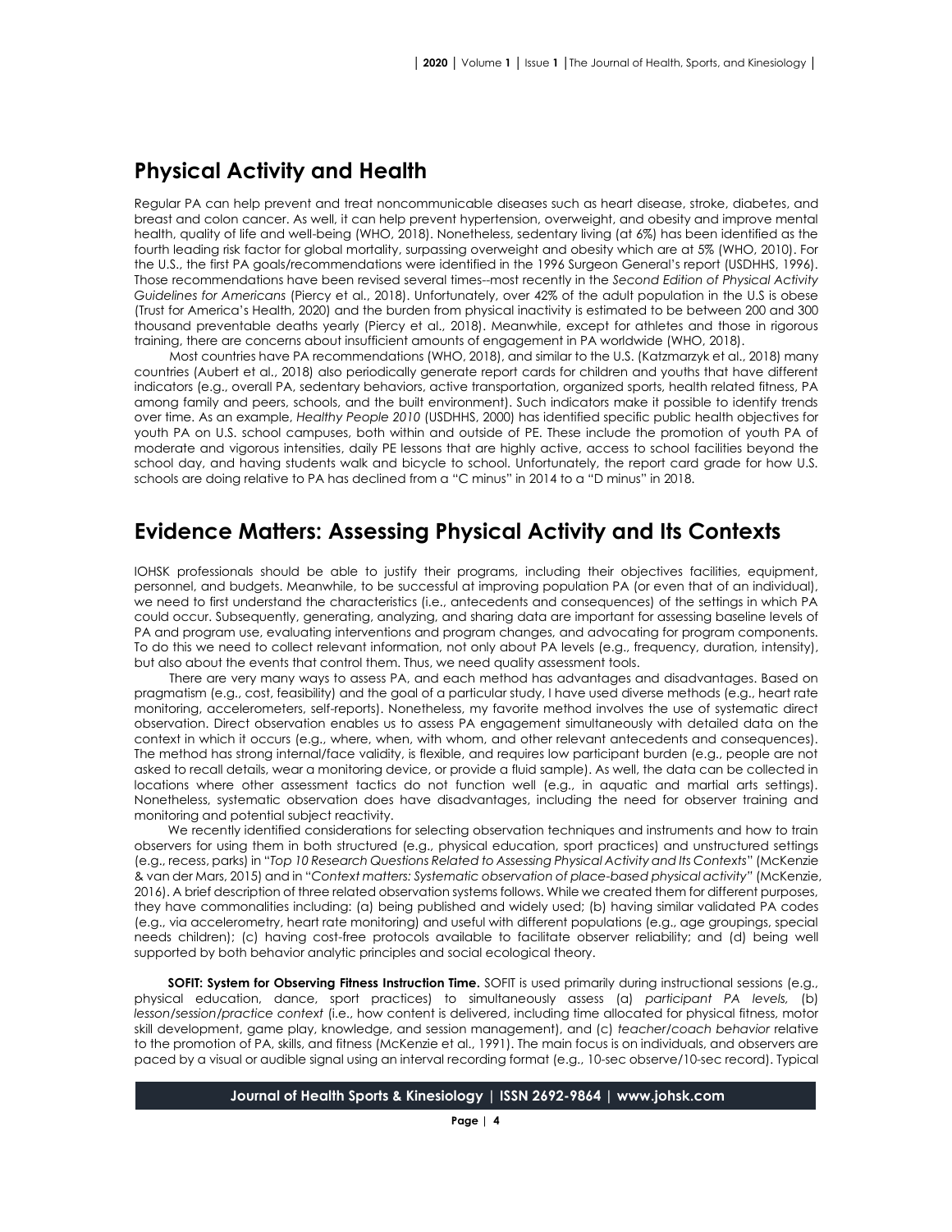## Physical Activity and Health

Regular PA can help prevent and treat noncommunicable diseases such as heart disease, stroke, diabetes, and breast and colon cancer. As well, it can help prevent hypertension, overweight, and obesity and improve mental health, quality of life and well-being (WHO, 2018). Nonetheless, sedentary living (at 6%) has been identified as the fourth leading risk factor for global mortality, surpassing overweight and obesity which are at 5% (WHO, 2010). For the U.S., the first PA goals/recommendations were identified in the 1996 Surgeon General's report (USDHHS, 1996). Those recommendations have been revised several times--most recently in the *Second Edition of Physical Activity Guidelines for Americans* (Piercy et al., 2018). Unfortunately, over 42% of the adult population in the U.S is obese (Trust for America's Health, 2020) and the burden from physical inactivity is estimated to be between 200 and 300 thousand preventable deaths yearly (Piercy et al., 2018). Meanwhile, except for athletes and those in rigorous training, there are concerns about insufficient amounts of engagement in PA worldwide (WHO, 2018).

Most countries have PA recommendations (WHO, 2018), and similar to the U.S. (Katzmarzyk et al., 2018) many countries (Aubert et al., 2018) also periodically generate report cards for children and youths that have different indicators (e.g., overall PA, sedentary behaviors, active transportation, organized sports, health related fitness, PA among family and peers, schools, and the built environment). Such indicators make it possible to identify trends over time. As an example, *Healthy People 2010* (USDHHS, 2000) has identified specific public health objectives for youth PA on U.S. school campuses, both within and outside of PE. These include the promotion of youth PA of moderate and vigorous intensities, daily PE lessons that are highly active, access to school facilities beyond the school day, and having students walk and bicycle to school. Unfortunately, the report card grade for how U.S. schools are doing relative to PA has declined from a "C minus" in 2014 to a "D minus" in 2018.

## Evidence Matters: Assessing Physical Activity and Its Contexts

IOHSK professionals should be able to justify their programs, including their objectives facilities, equipment, personnel, and budgets. Meanwhile, to be successful at improving population PA (or even that of an individual), we need to first understand the characteristics (i.e., antecedents and consequences) of the settings in which PA could occur. Subsequently, generating, analyzing, and sharing data are important for assessing baseline levels of PA and program use, evaluating interventions and program changes, and advocating for program components. To do this we need to collect relevant information, not only about PA levels (e.g., frequency, duration, intensity), but also about the events that control them. Thus, we need quality assessment tools.

There are very many ways to assess PA, and each method has advantages and disadvantages. Based on pragmatism (e.g., cost, feasibility) and the goal of a particular study, I have used diverse methods (e.g., heart rate monitoring, accelerometers, self-reports). Nonetheless, my favorite method involves the use of systematic direct observation. Direct observation enables us to assess PA engagement simultaneously with detailed data on the context in which it occurs (e.g., where, when, with whom, and other relevant antecedents and consequences). The method has strong internal/face validity, is flexible, and requires low participant burden (e.g., people are not asked to recall details, wear a monitoring device, or provide a fluid sample). As well, the data can be collected in locations where other assessment tactics do not function well (e.g., in aquatic and martial arts settings). Nonetheless, systematic observation does have disadvantages, including the need for observer training and monitoring and potential subject reactivity.

We recently identified considerations for selecting observation techniques and instruments and how to train observers for using them in both structured (e.g., physical education, sport practices) and unstructured settings (e.g., recess, parks) in "*Top 10 Research Questions Related to Assessing Physical Activity and Its Contexts*" (McKenzie & van der Mars, 2015) and in "*Context matters: Systematic observation of place-based physical activity*" (McKenzie, 2016). A brief description of three related observation systems follows. While we created them for different purposes, they have commonalities including: (a) being published and widely used; (b) having similar validated PA codes (e.g., via accelerometry, heart rate monitoring) and useful with different populations (e.g., age groupings, special needs children); (c) having cost-free protocols available to facilitate observer reliability; and (d) being well supported by both behavior analytic principles and social ecological theory.

**SOFIT: System for Observing Fitness Instruction Time.** SOFIT is used primarily during instructional sessions (e.g., physical education, dance, sport practices) to simultaneously assess (a) *participant PA levels,* (b) *lesson/session/practice context* (i.e., how content is delivered, including time allocated for physical fitness, motor skill development, game play, knowledge, and session management), and (c) *teacher/coach behavior* relative to the promotion of PA, skills, and fitness (McKenzie et al., 1991). The main focus is on individuals, and observers are paced by a visual or audible signal using an interval recording format (e.g., 10-sec observe/10-sec record). Typical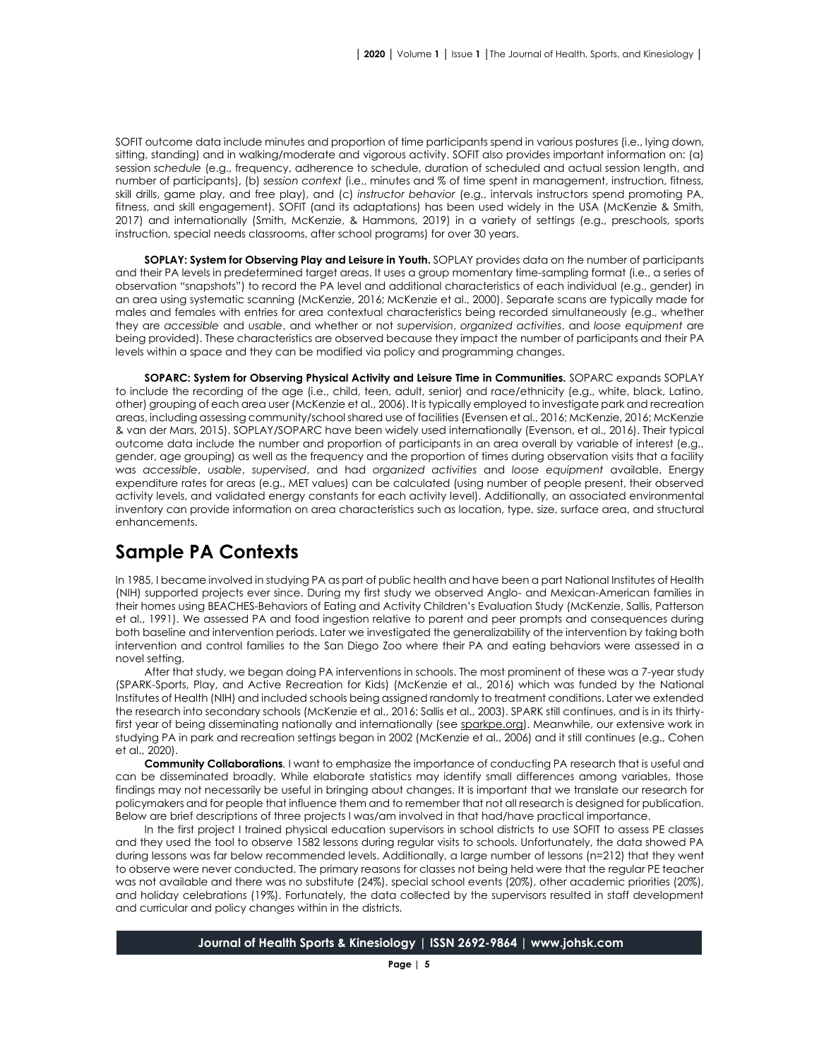SOFIT outcome data include minutes and proportion of time participants spend in various postures (i.e., lying down, sitting, standing) and in walking/moderate and vigorous activity. SOFIT also provides important information on: (a) session *schedule* (e.g., frequency, adherence to schedule, duration of scheduled and actual session length, and number of participants), (b) *session context* (i.e., minutes and % of time spent in management, instruction, fitness, skill drills, game play, and free play), and (c) *instructor behavior* (e.g., intervals instructors spend promoting PA, fitness, and skill engagement). SOFIT (and its adaptations) has been used widely in the USA (McKenzie & Smith, 2017) and internationally (Smith, McKenzie, & Hammons, 2019) in a variety of settings (e.g., preschools, sports instruction, special needs classrooms, after school programs) for over 30 years.

**SOPLAY: System for Observing Play and Leisure in Youth.** SOPLAY provides data on the number of participants and their PA levels in predetermined target areas. It uses a group momentary time-sampling format (i.e., a series of observation "snapshots") to record the PA level and additional characteristics of each individual (e.g., gender) in an area using systematic scanning (McKenzie, 2016; McKenzie et al., 2000). Separate scans are typically made for males and females with entries for area contextual characteristics being recorded simultaneously (e.g., whether they are *accessible* and *usable*, and whether or not *supervision*, *organized activities*, and *loose equipment* are being provided). These characteristics are observed because they impact the number of participants and their PA levels within a space and they can be modified via policy and programming changes.

**SOPARC: System for Observing Physical Activity and Leisure Time in Communities.** SOPARC expands SOPLAY to include the recording of the age (i.e., child, teen, adult, senior) and race/ethnicity (e.g., white, black, Latino, other) grouping of each area user (McKenzie et al., 2006). It is typically employed to investigate park and recreation areas, including assessing community/school shared use of facilities (Evensen et al., 2016; McKenzie, 2016; McKenzie & van der Mars, 2015). SOPLAY/SOPARC have been widely used internationally (Evenson, et al., 2016). Their typical outcome data include the number and proportion of participants in an area overall by variable of interest (e.g., gender, age grouping) as well as the frequency and the proportion of times during observation visits that a facility was *accessible*, *usable*, *supervised*, and had *organized activities* and *loose equipment* available. Energy expenditure rates for areas (e.g., MET values) can be calculated (using number of people present, their observed activity levels, and validated energy constants for each activity level). Additionally, an associated environmental inventory can provide information on area characteristics such as location, type, size, surface area, and structural enhancements.

## Sample PA Contexts

In 1985, I became involved in studying PA as part of public health and have been a part National Institutes of Health (NIH) supported projects ever since. During my first study we observed Anglo- and Mexican-American families in their homes using BEACHES-Behaviors of Eating and Activity Children's Evaluation Study (McKenzie, Sallis, Patterson et al., 1991). We assessed PA and food ingestion relative to parent and peer prompts and consequences during both baseline and intervention periods. Later we investigated the generalizability of the intervention by taking both intervention and control families to the San Diego Zoo where their PA and eating behaviors were assessed in a novel setting.

After that study, we began doing PA interventions in schools. The most prominent of these was a 7-year study (SPARK-Sports, Play, and Active Recreation for Kids) (McKenzie et al., 2016) which was funded by the National Institutes of Health (NIH) and included schools being assigned randomly to treatment conditions. Later we extended the research into secondary schools (McKenzie et al., 2016; Sallis et al., 2003). SPARK still continues, and is in its thirty-first year of being disseminating nationally and internationally (see sparkpe.org). Meanwhile, our extensive work in studying PA in park and recreation settings began in 2002 (McKenzie et al., 2006) and it still continues (e.g., Cohen et al., 2020).

**Community Collaborations**. I want to emphasize the importance of conducting PA research that is useful and can be disseminated broadly. While elaborate statistics may identify small differences among variables, those findings may not necessarily be useful in bringing about changes. It is important that we translate our research for policymakers and for people that influence them and to remember that not all research is designed for publication. Below are brief descriptions of three projects I was/am involved in that had/have practical importance.

In the first project I trained physical education supervisors in school districts to use SOFIT to assess PE classes and they used the tool to observe 1582 lessons during regular visits to schools. Unfortunately, the data showed PA during lessons was far below recommended levels. Additionally, a large number of lessons (n=212) that they went to observe were never conducted. The primary reasons for classes not being held were that the regular PE teacher was not available and there was no substitute (24%), special school events (20%), other academic priorities (20%), and holiday celebrations (19%). Fortunately, the data collected by the supervisors resulted in staff development and curricular and policy changes within in the districts.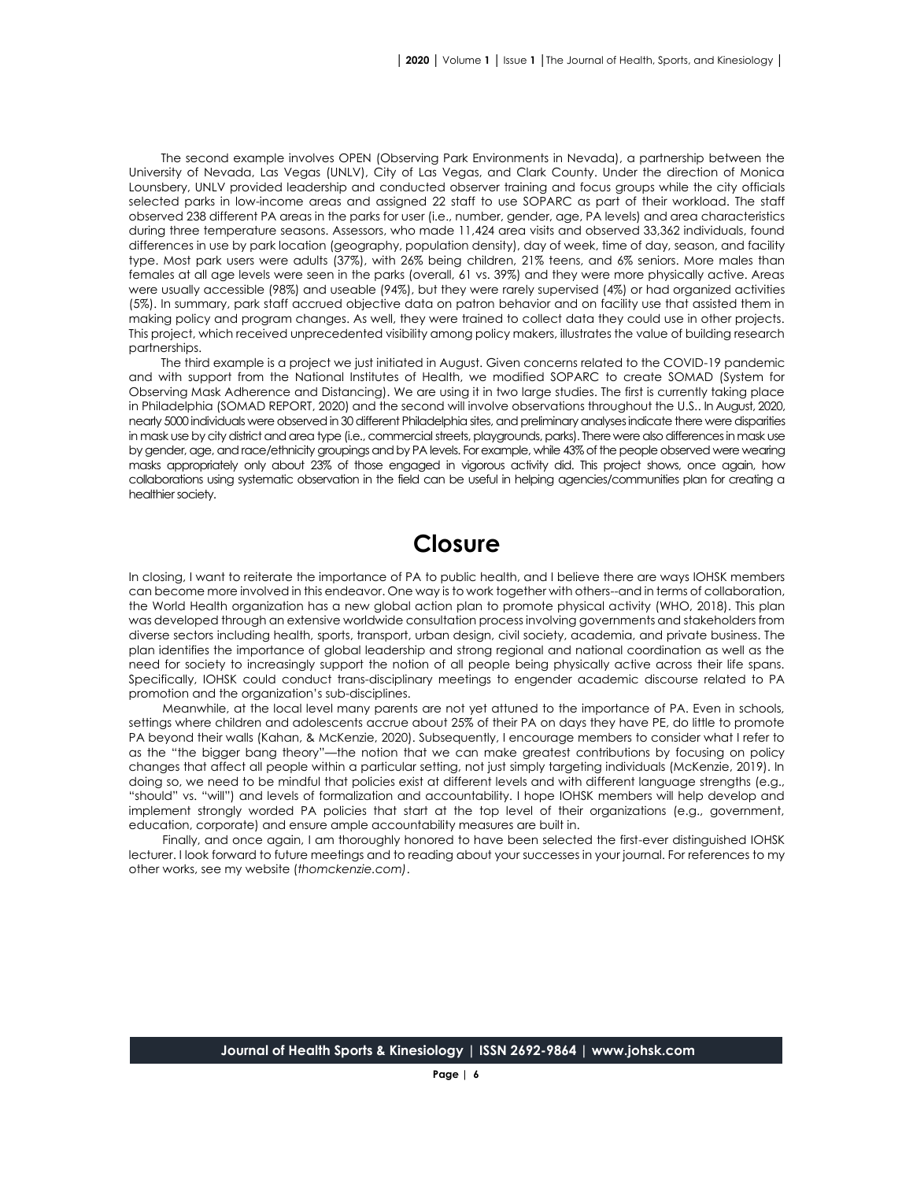The second example involves OPEN (Observing Park Environments in Nevada), a partnership between the University of Nevada, Las Vegas (UNLV), City of Las Vegas, and Clark County. Under the direction of Monica Lounsbery, UNLV provided leadership and conducted observer training and focus groups while the city officials selected parks in low-income areas and assigned 22 staff to use SOPARC as part of their workload. The staff observed 238 different PA areas in the parks for user (i.e., number, gender, age, PA levels) and area characteristics during three temperature seasons. Assessors, who made 11,424 area visits and observed 33,362 individuals, found differences in use by park location (geography, population density), day of week, time of day, season, and facility type. Most park users were adults (37%), with 26% being children, 21% teens, and 6% seniors. More males than females at all age levels were seen in the parks (overall, 61 vs. 39%) and they were more physically active. Areas were usually accessible (98%) and useable (94%), but they were rarely supervised (4%) or had organized activities (5%). In summary, park staff accrued objective data on patron behavior and on facility use that assisted them in making policy and program changes. As well, they were trained to collect data they could use in other projects. This project, which received unprecedented visibility among policy makers, illustrates the value of building research partnerships.

The third example is a project we just initiated in August. Given concerns related to the COVID-19 pandemic and with support from the National Institutes of Health, we modified SOPARC to create SOMAD (System for Observing Mask Adherence and Distancing). We are using it in two large studies. The first is currently taking place in Philadelphia (SOMAD REPORT, 2020) and the second will involve observations throughout the U.S.. In August, 2020, nearly 5000 individuals were observed in 30 different Philadelphia sites, and preliminary analyses indicate there were disparities in mask use by city district and area type (i.e., commercial streets, playgrounds, parks). There were also differences in mask use by gender, age, and race/ethnicity groupings and by PA levels. For example, while 43% of the people observed were wearing masks appropriately only about 23% of those engaged in vigorous activity did. This project shows, once again, how collaborations using systematic observation in the field can be useful in helping agencies/communities plan for creating a healthier society.

# Closure

In closing, I want to reiterate the importance of PA to public health, and I believe there are ways IOHSK members can become more involved in this endeavor. One way is to work together with others--and in terms of collaboration, the World Health organization has a new global action plan to promote physical activity (WHO, 2018). This plan was developed through an extensive worldwide consultation process involving governments and stakeholders from diverse sectors including health, sports, transport, urban design, civil society, academia, and private business. The plan identifies the importance of global leadership and strong regional and national coordination as well as the need for society to increasingly support the notion of all people being physically active across their life spans. Specifically, IOHSK could conduct trans-disciplinary meetings to engender academic discourse related to PA promotion and the organization's sub-disciplines.

Meanwhile, at the local level many parents are not yet attuned to the importance of PA. Even in schools, settings where children and adolescents accrue about 25% of their PA on days they have PE, do little to promote PA beyond their walls (Kahan, & McKenzie, 2020). Subsequently, I encourage members to consider what I refer to as the "the bigger bang theory"—the notion that we can make greatest contributions by focusing on policy changes that affect all people within a particular setting, not just simply targeting individuals (McKenzie, 2019). In doing so, we need to be mindful that policies exist at different levels and with different language strengths (e.g., "should" vs. "will") and levels of formalization and accountability. I hope IOHSK members will help develop and implement strongly worded PA policies that start at the top level of their organizations (e.g., government, education, corporate) and ensure ample accountability measures are built in.

Finally, and once again, I am thoroughly honored to have been selected the first-ever distinguished IOHSK lecturer. I look forward to future meetings and to reading about your successes in your journal. For references to my other works, see my website (*thomckenzie.com)*.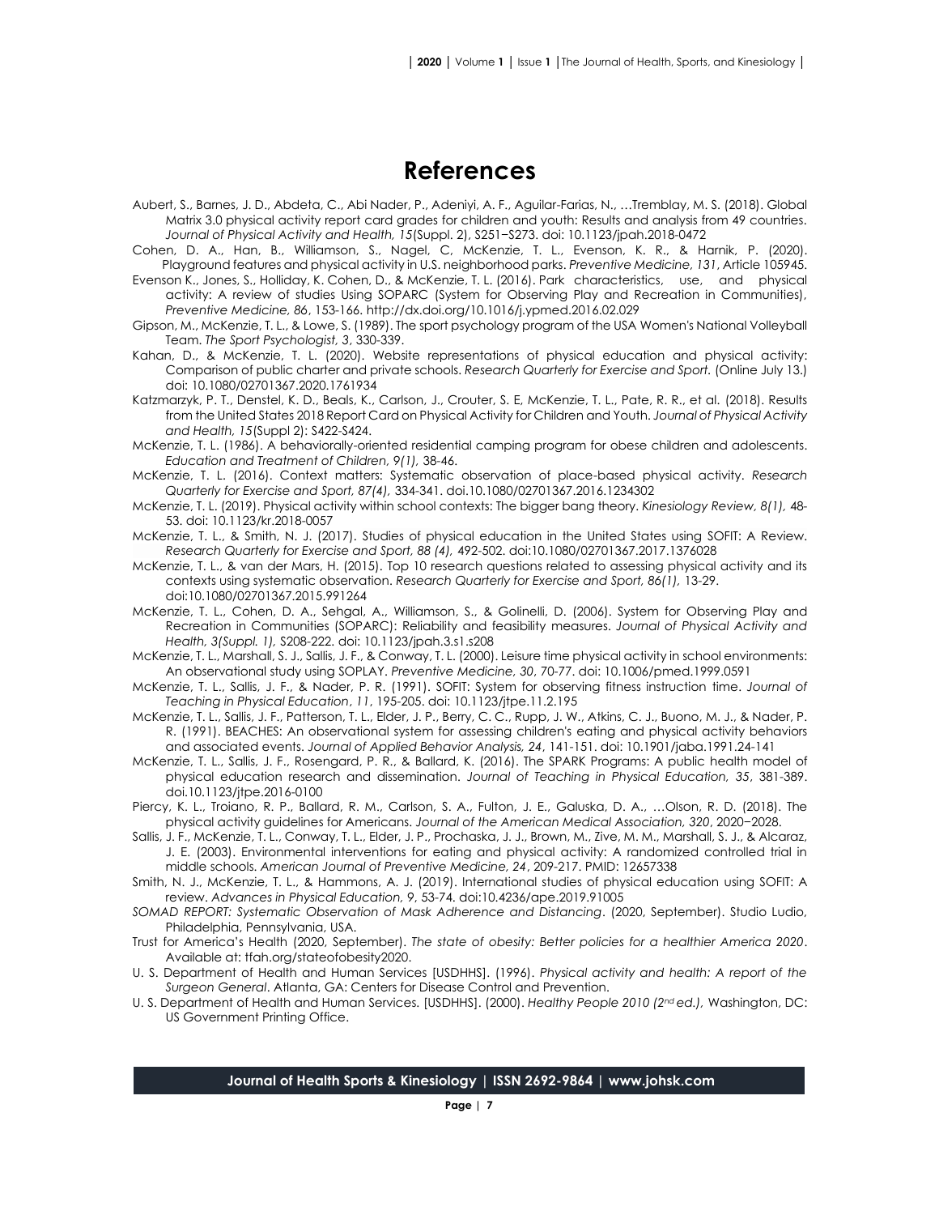# References

Aubert, S., Barnes, J. D., Abdeta, C., Abi Nader, P., Adeniyi, A. F., Aguilar-Farias, N., …Tremblay, M. S. (2018). Global Matrix 3.0 physical activity report card grades for children and youth: Results and analysis from 49 countries. *Journal of Physical Activity and Health, 15*(Suppl. 2), S251−S273. doi: 10.1123/jpah.2018-0472

Cohen, D. A., Han, B., Williamson, S., Nagel, C, McKenzie, T. L., Evenson, K. R., & Harnik, P. (2020). Playground features and physical activity in U.S. neighborhood parks. *Preventive Medicine, 131*, Article 105945.

Evenson K., Jones, S., Holliday, K. Cohen, D., & McKenzie, T. L. (2016). Park characteristics, use, and physical activity: A review of studies Using SOPARC (System for Observing Play and Recreation in Communities), *Preventive Medicine, 86*, 153-166. http://dx.doi.org/10.1016/j.ypmed.2016.02.029

Gipson, M., McKenzie, T. L., & Lowe, S. (1989). The sport psychology program of the USA Women's National Volleyball Team. *The Sport Psychologist, 3*, 330-339.

Kahan, D., & McKenzie, T. L. (2020). Website representations of physical education and physical activity: Comparison of public charter and private schools. *Research Quarterly for Exercise and Sport.* (Online July 13.) doi: 10.1080/02701367.2020.1761934

Katzmarzyk, P. T., Denstel, K. D., Beals, K., Carlson, J., Crouter, S. E, McKenzie, T. L., Pate, R. R., et al. (2018). Results from the United States 2018 Report Card on Physical Activity for Children and Youth. *Journal of Physical Activity and Health, 15*(Suppl 2): S422-S424.

McKenzie, T. L. (1986). A behaviorally-oriented residential camping program for obese children and adolescents. *Education and Treatment of Children, 9(1),* 38-46.

McKenzie, T. L. (2016). Context matters: Systematic observation of place-based physical activity. *Research Quarterly for Exercise and Sport, 87(4),* 334-341. doi.10.1080/02701367.2016.1234302

McKenzie, T. L. (2019). Physical activity within school contexts: The bigger bang theory. *Kinesiology Review, 8(1),* 48-53. doi: 10.1123/kr.2018-0057

McKenzie, T. L., & Smith, N. J. (2017). Studies of physical education in the United States using SOFIT: A Review. *Research Quarterly for Exercise and Sport, 88 (4),* 492-502. doi:10.1080/02701367.2017.1376028

McKenzie, T. L., & van der Mars, H. (2015). Top 10 research questions related to assessing physical activity and its contexts using systematic observation. *Research Quarterly for Exercise and Sport, 86(1),* 13-29. doi:10.1080/02701367.2015.991264

McKenzie, T. L., Cohen, D. A., Sehgal, A., Williamson, S., & Golinelli, D. (2006). System for Observing Play and Recreation in Communities (SOPARC): Reliability and feasibility measures. *Journal of Physical Activity and Health, 3(Suppl. 1),* S208-222. doi: 10.1123/jpah.3.s1.s208

McKenzie, T. L., Marshall, S. J., Sallis, J. F., & Conway, T. L. (2000). Leisure time physical activity in school environments: An observational study using SOPLAY. *Preventive Medicine, 30*, 70-77. doi: 10.1006/pmed.1999.0591

McKenzie, T. L., Sallis, J. F., & Nader, P. R. (1991). SOFIT: System for observing fitness instruction time. *Journal of Teaching in Physical Education*, *11*, 195-205. doi: 10.1123/jtpe.11.2.195

McKenzie, T. L., Sallis, J. F., Patterson, T. L., Elder, J. P., Berry, C. C., Rupp, J. W., Atkins, C. J., Buono, M. J., & Nader, P. R. (1991). BEACHES: An observational system for assessing children's eating and physical activity behaviors and associated events. *Journal of Applied Behavior Analysis, 24*, 141-151. doi: 10.1901/jaba.1991.24-141

McKenzie, T. L., Sallis, J. F., Rosengard, P. R., & Ballard, K. (2016). The SPARK Programs: A public health model of physical education research and dissemination. *Journal of Teaching in Physical Education, 35*, 381-389. doi.10.1123/jtpe.2016-0100

Piercy, K. L., Troiano, R. P., Ballard, R. M., Carlson, S. A., Fulton, J. E., Galuska, D. A., …Olson, R. D. (2018). The physical activity guidelines for Americans. *Journal of the American Medical Association, 320*, 2020−2028.

Sallis, J. F., McKenzie, T. L., Conway, T. L., Elder, J. P., Prochaska, J. J., Brown, M., Zive, M. M., Marshall, S. J., & Alcaraz, J. E. (2003). Environmental interventions for eating and physical activity: A randomized controlled trial in middle schools. *American Journal of Preventive Medicine, 24*, 209-217. PMID: 12657338

Smith, N. J., McKenzie, T. L., & Hammons, A. J. (2019). International studies of physical education using SOFIT: A review. *Advances in Physical Education, 9*, 53-74. doi:10.4236/ape.2019.91005

*SOMAD REPORT: Systematic Observation of Mask Adherence and Distancing*. (2020, September). Studio Ludio, Philadelphia, Pennsylvania, USA.

Trust for America's Health (2020, September). *The state of obesity: Better policies for a healthier America 2020*. Available at: tfah.org/stateofobesity2020.

U. S. Department of Health and Human Services [USDHHS]. (1996). *Physical activity and health: A report of the Surgeon General*. Atlanta, GA: Centers for Disease Control and Prevention.

U. S. Department of Health and Human Services. [USDHHS]. (2000). *Healthy People 2010 (2nd ed.),* Washington, DC: US Government Printing Office.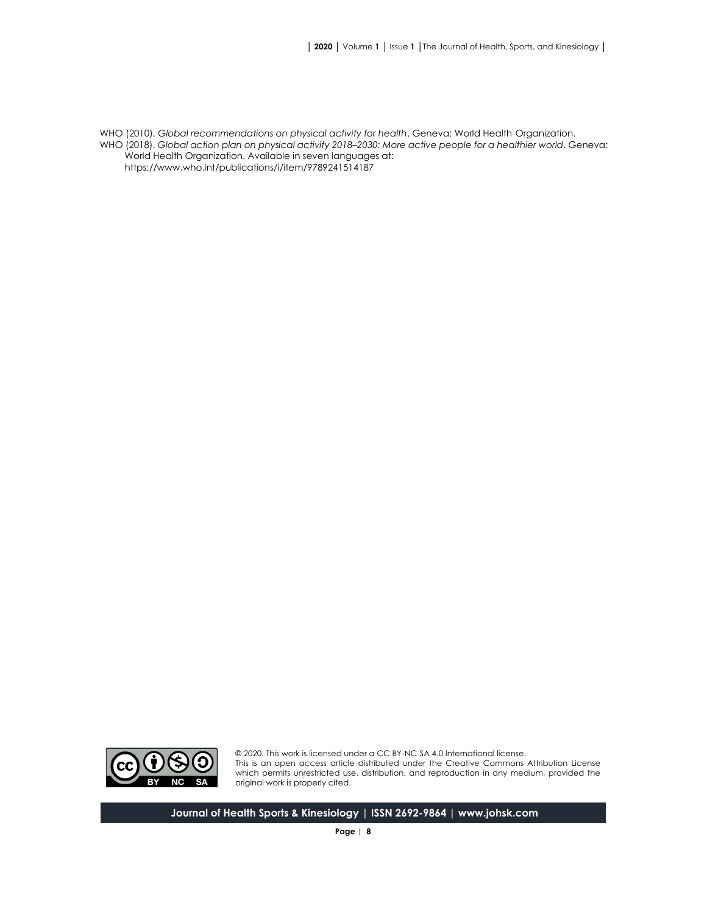WHO (2010). *Global recommendations on physical activity for health*. Geneva: World Health Organization.

WHO (2018). *Global action plan on physical activity 2018–2030: More active people for a healthier world*. Geneva: World Health Organization. Available in seven languages at: https://www.who.int/publications/i/item/9789241514187

© 2020. This work is licensed under a CC BY-NC-SA 4.0 International license.
This is an open access article distributed under the Creative Commons Attribution License which permits unrestricted use, distribution, and reproduction in any medium, provided the original work is properly cited.